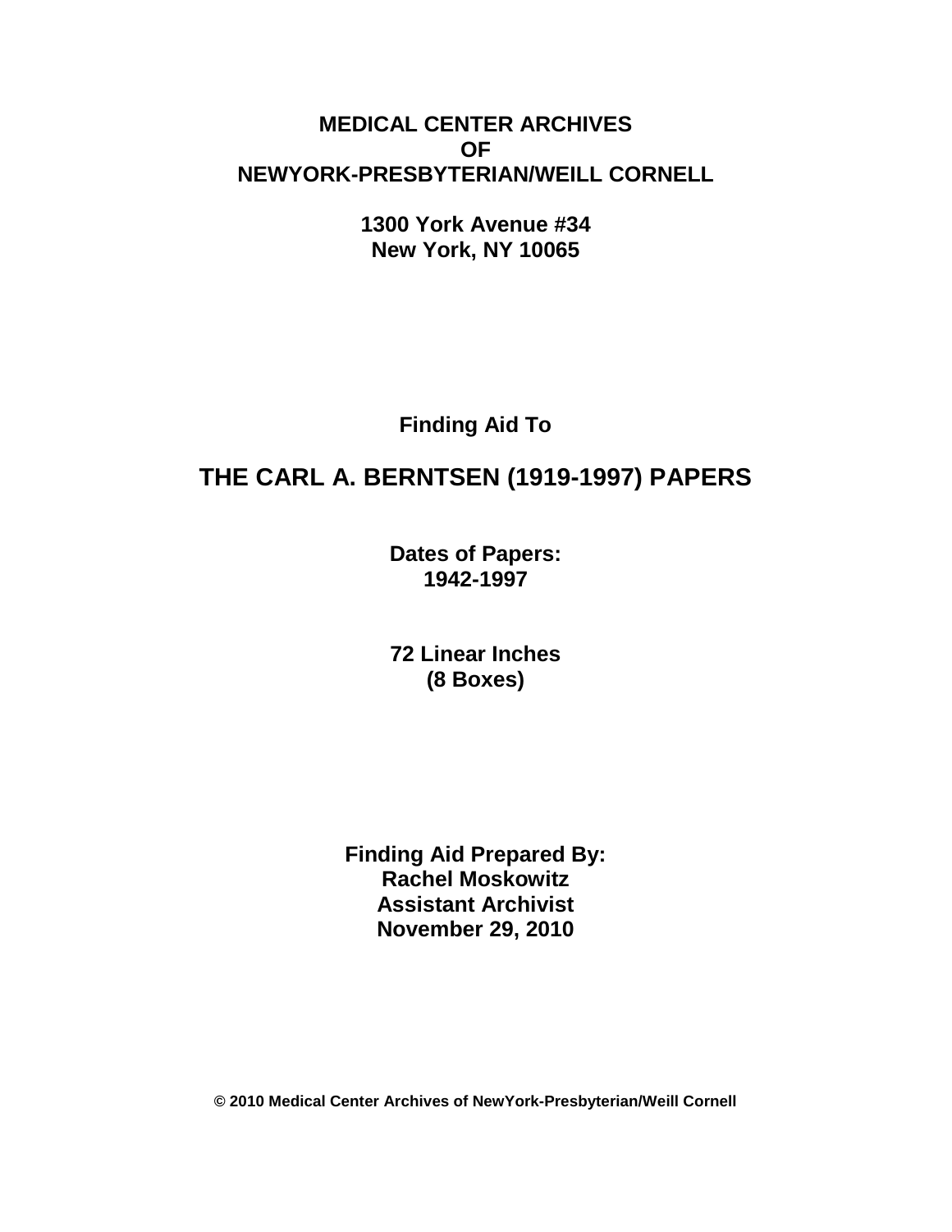**MEDICAL CENTER ARCHIVES**
**OF**
**NEWYORK-PRESBYTERIAN/WEILL CORNELL**

**1300 York Avenue #34**
**New York, NY 10065**

**Finding Aid To**

# THE CARL A. BERNTSEN (1919-1997) PAPERS

**Dates of Papers:**
**1942-1997**

**72 Linear Inches**
**(8 Boxes)**

**Finding Aid Prepared By:**
**Rachel Moskowitz**
**Assistant Archivist**
**November 29, 2010**

**© 2010 Medical Center Archives of NewYork-Presbyterian/Weill Cornell**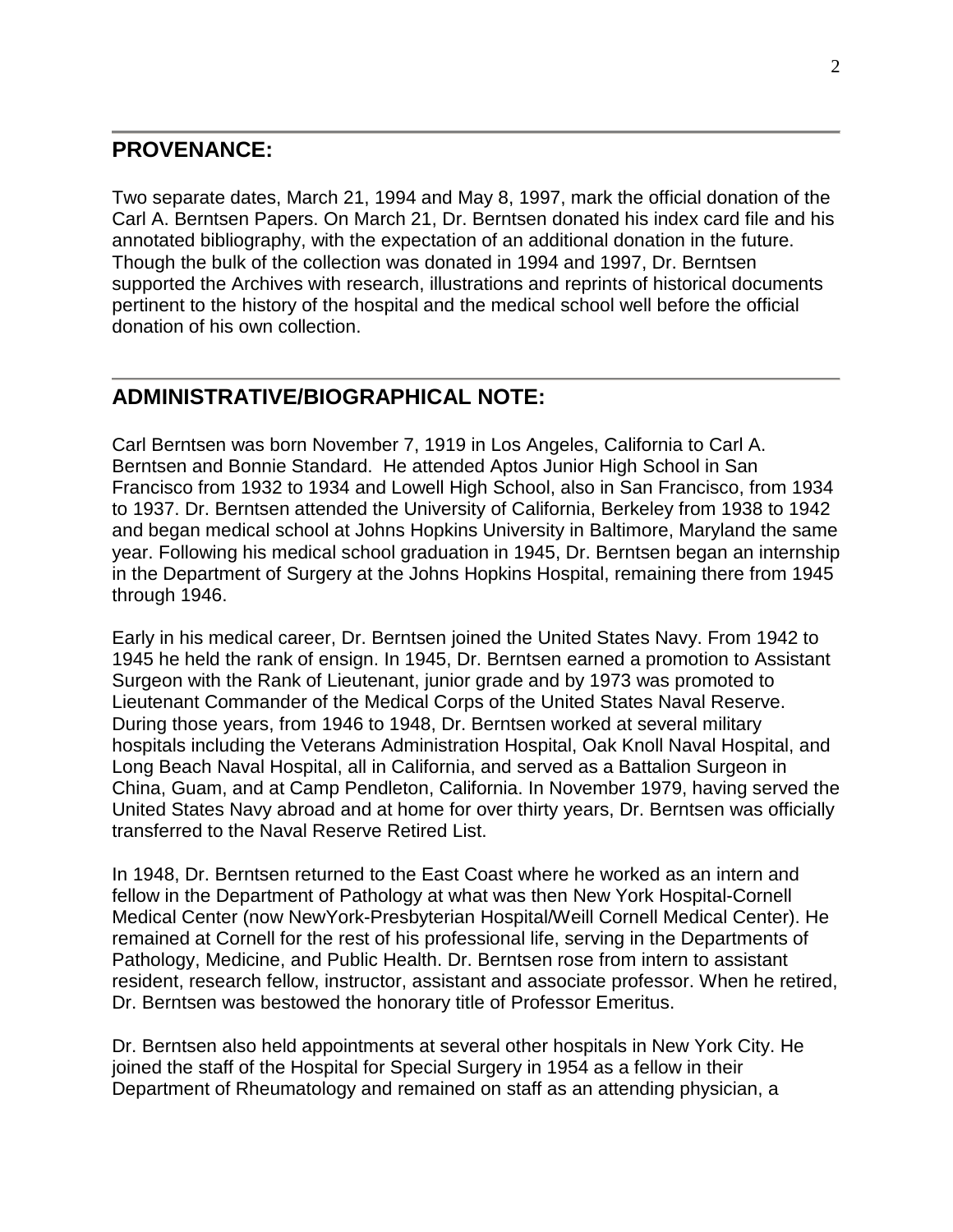## PROVENANCE:

Two separate dates, March 21, 1994 and May 8, 1997, mark the official donation of the Carl A. Berntsen Papers. On March 21, Dr. Berntsen donated his index card file and his annotated bibliography, with the expectation of an additional donation in the future. Though the bulk of the collection was donated in 1994 and 1997, Dr. Berntsen supported the Archives with research, illustrations and reprints of historical documents pertinent to the history of the hospital and the medical school well before the official donation of his own collection.

## ADMINISTRATIVE/BIOGRAPHICAL NOTE:

Carl Berntsen was born November 7, 1919 in Los Angeles, California to Carl A. Berntsen and Bonnie Standard. He attended Aptos Junior High School in San Francisco from 1932 to 1934 and Lowell High School, also in San Francisco, from 1934 to 1937. Dr. Berntsen attended the University of California, Berkeley from 1938 to 1942 and began medical school at Johns Hopkins University in Baltimore, Maryland the same year. Following his medical school graduation in 1945, Dr. Berntsen began an internship in the Department of Surgery at the Johns Hopkins Hospital, remaining there from 1945 through 1946.

Early in his medical career, Dr. Berntsen joined the United States Navy. From 1942 to 1945 he held the rank of ensign. In 1945, Dr. Berntsen earned a promotion to Assistant Surgeon with the Rank of Lieutenant, junior grade and by 1973 was promoted to Lieutenant Commander of the Medical Corps of the United States Naval Reserve. During those years, from 1946 to 1948, Dr. Berntsen worked at several military hospitals including the Veterans Administration Hospital, Oak Knoll Naval Hospital, and Long Beach Naval Hospital, all in California, and served as a Battalion Surgeon in China, Guam, and at Camp Pendleton, California. In November 1979, having served the United States Navy abroad and at home for over thirty years, Dr. Berntsen was officially transferred to the Naval Reserve Retired List.

In 1948, Dr. Berntsen returned to the East Coast where he worked as an intern and fellow in the Department of Pathology at what was then New York Hospital-Cornell Medical Center (now NewYork-Presbyterian Hospital/Weill Cornell Medical Center). He remained at Cornell for the rest of his professional life, serving in the Departments of Pathology, Medicine, and Public Health. Dr. Berntsen rose from intern to assistant resident, research fellow, instructor, assistant and associate professor. When he retired, Dr. Berntsen was bestowed the honorary title of Professor Emeritus.

Dr. Berntsen also held appointments at several other hospitals in New York City. He joined the staff of the Hospital for Special Surgery in 1954 as a fellow in their Department of Rheumatology and remained on staff as an attending physician, a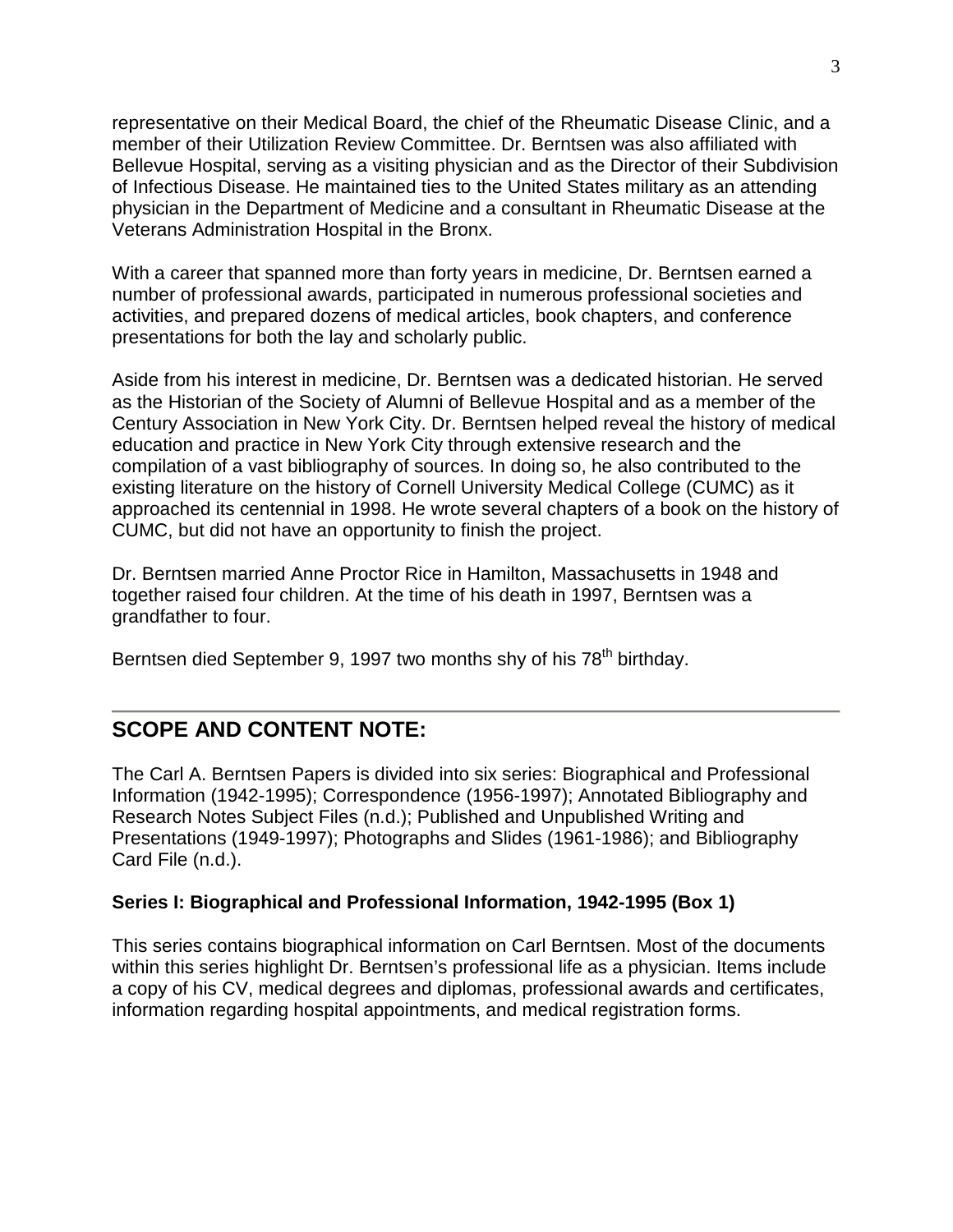representative on their Medical Board, the chief of the Rheumatic Disease Clinic, and a member of their Utilization Review Committee. Dr. Berntsen was also affiliated with Bellevue Hospital, serving as a visiting physician and as the Director of their Subdivision of Infectious Disease. He maintained ties to the United States military as an attending physician in the Department of Medicine and a consultant in Rheumatic Disease at the Veterans Administration Hospital in the Bronx.

With a career that spanned more than forty years in medicine, Dr. Berntsen earned a number of professional awards, participated in numerous professional societies and activities, and prepared dozens of medical articles, book chapters, and conference presentations for both the lay and scholarly public.

Aside from his interest in medicine, Dr. Berntsen was a dedicated historian. He served as the Historian of the Society of Alumni of Bellevue Hospital and as a member of the Century Association in New York City. Dr. Berntsen helped reveal the history of medical education and practice in New York City through extensive research and the compilation of a vast bibliography of sources. In doing so, he also contributed to the existing literature on the history of Cornell University Medical College (CUMC) as it approached its centennial in 1998. He wrote several chapters of a book on the history of CUMC, but did not have an opportunity to finish the project.

Dr. Berntsen married Anne Proctor Rice in Hamilton, Massachusetts in 1948 and together raised four children. At the time of his death in 1997, Berntsen was a grandfather to four.

Berntsen died September 9, 1997 two months shy of his 78th birthday.

## SCOPE AND CONTENT NOTE:

The Carl A. Berntsen Papers is divided into six series: Biographical and Professional Information (1942-1995); Correspondence (1956-1997); Annotated Bibliography and Research Notes Subject Files (n.d.); Published and Unpublished Writing and Presentations (1949-1997); Photographs and Slides (1961-1986); and Bibliography Card File (n.d.).

### Series I: Biographical and Professional Information, 1942-1995 (Box 1)

This series contains biographical information on Carl Berntsen. Most of the documents within this series highlight Dr. Berntsen's professional life as a physician. Items include a copy of his CV, medical degrees and diplomas, professional awards and certificates, information regarding hospital appointments, and medical registration forms.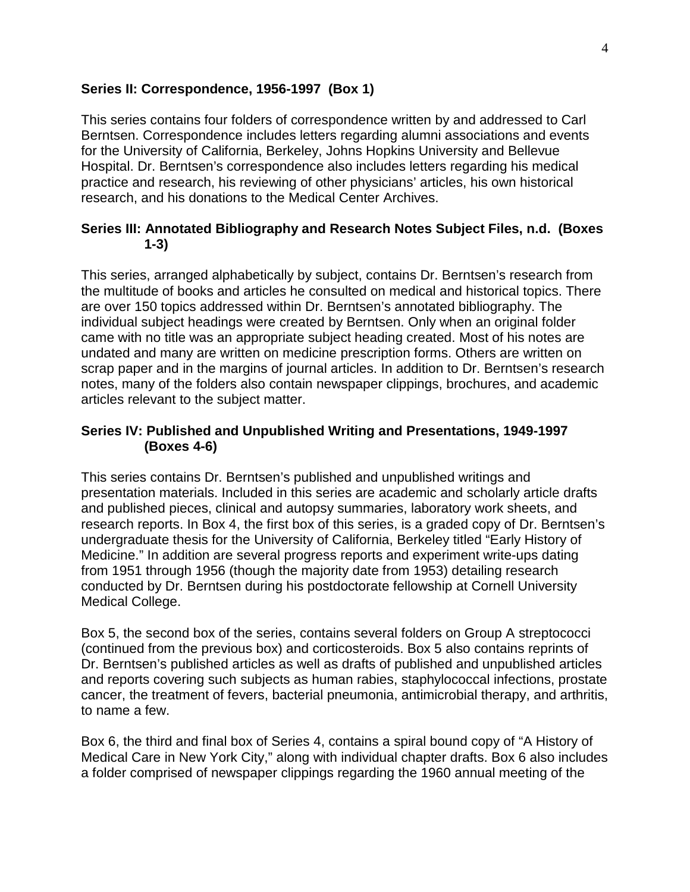### Series II: Correspondence, 1956-1997 (Box 1)

This series contains four folders of correspondence written by and addressed to Carl Berntsen. Correspondence includes letters regarding alumni associations and events for the University of California, Berkeley, Johns Hopkins University and Bellevue Hospital. Dr. Berntsen's correspondence also includes letters regarding his medical practice and research, his reviewing of other physicians' articles, his own historical research, and his donations to the Medical Center Archives.

### Series III: Annotated Bibliography and Research Notes Subject Files, n.d. (Boxes 1-3)

This series, arranged alphabetically by subject, contains Dr. Berntsen's research from the multitude of books and articles he consulted on medical and historical topics. There are over 150 topics addressed within Dr. Berntsen's annotated bibliography. The individual subject headings were created by Berntsen. Only when an original folder came with no title was an appropriate subject heading created. Most of his notes are undated and many are written on medicine prescription forms. Others are written on scrap paper and in the margins of journal articles. In addition to Dr. Berntsen's research notes, many of the folders also contain newspaper clippings, brochures, and academic articles relevant to the subject matter.

### Series IV: Published and Unpublished Writing and Presentations, 1949-1997 (Boxes 4-6)

This series contains Dr. Berntsen's published and unpublished writings and presentation materials. Included in this series are academic and scholarly article drafts and published pieces, clinical and autopsy summaries, laboratory work sheets, and research reports. In Box 4, the first box of this series, is a graded copy of Dr. Berntsen's undergraduate thesis for the University of California, Berkeley titled "Early History of Medicine." In addition are several progress reports and experiment write-ups dating from 1951 through 1956 (though the majority date from 1953) detailing research conducted by Dr. Berntsen during his postdoctorate fellowship at Cornell University Medical College.

Box 5, the second box of the series, contains several folders on Group A streptococci (continued from the previous box) and corticosteroids. Box 5 also contains reprints of Dr. Berntsen's published articles as well as drafts of published and unpublished articles and reports covering such subjects as human rabies, staphylococcal infections, prostate cancer, the treatment of fevers, bacterial pneumonia, antimicrobial therapy, and arthritis, to name a few.

Box 6, the third and final box of Series 4, contains a spiral bound copy of "A History of Medical Care in New York City," along with individual chapter drafts. Box 6 also includes a folder comprised of newspaper clippings regarding the 1960 annual meeting of the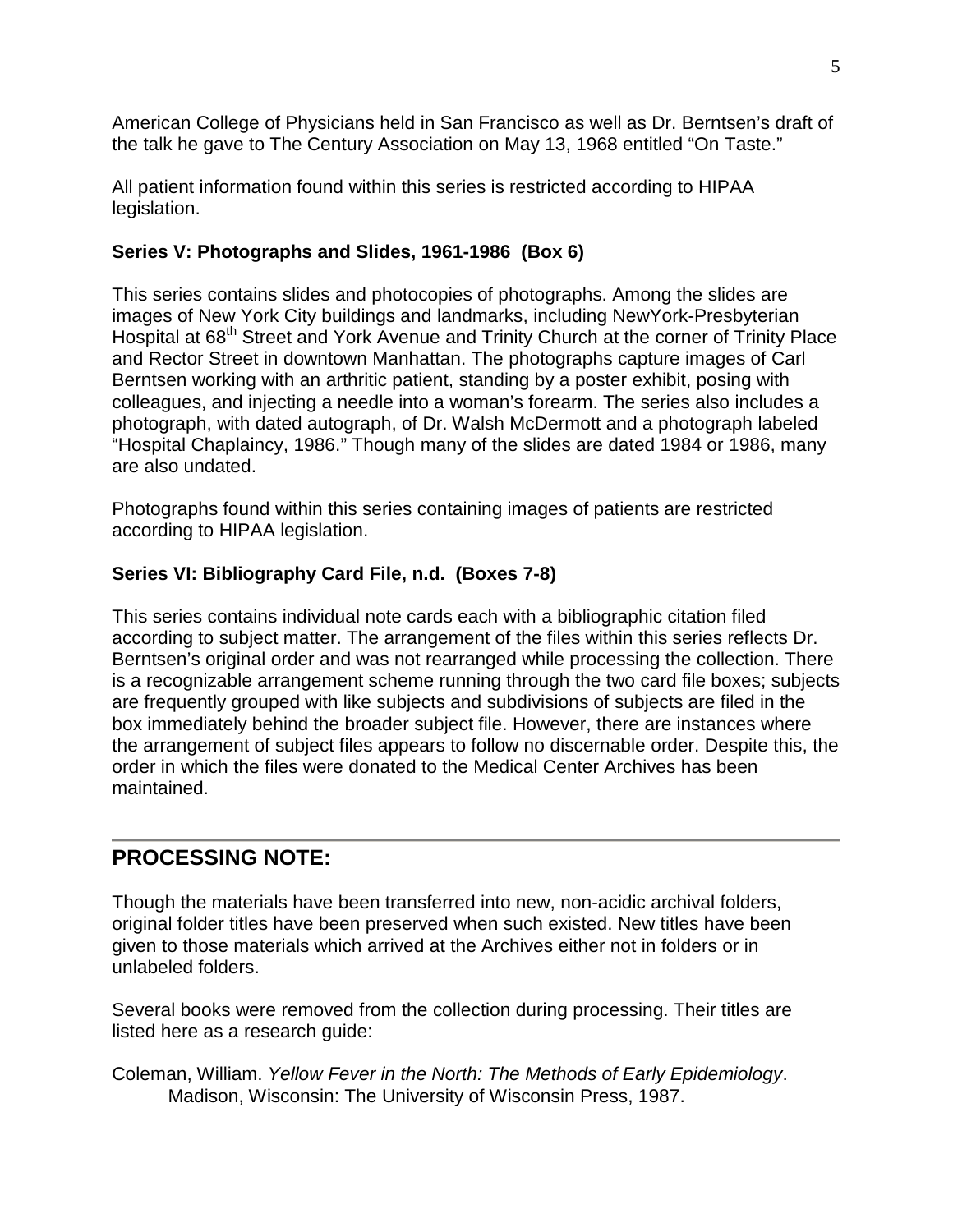American College of Physicians held in San Francisco as well as Dr. Berntsen's draft of the talk he gave to The Century Association on May 13, 1968 entitled "On Taste."

All patient information found within this series is restricted according to HIPAA legislation.

**Series V: Photographs and Slides, 1961-1986 (Box 6)**

This series contains slides and photocopies of photographs. Among the slides are images of New York City buildings and landmarks, including NewYork-Presbyterian Hospital at 68th Street and York Avenue and Trinity Church at the corner of Trinity Place and Rector Street in downtown Manhattan. The photographs capture images of Carl Berntsen working with an arthritic patient, standing by a poster exhibit, posing with colleagues, and injecting a needle into a woman's forearm. The series also includes a photograph, with dated autograph, of Dr. Walsh McDermott and a photograph labeled "Hospital Chaplaincy, 1986." Though many of the slides are dated 1984 or 1986, many are also undated.

Photographs found within this series containing images of patients are restricted according to HIPAA legislation.

**Series VI: Bibliography Card File, n.d. (Boxes 7-8)**

This series contains individual note cards each with a bibliographic citation filed according to subject matter. The arrangement of the files within this series reflects Dr. Berntsen's original order and was not rearranged while processing the collection. There is a recognizable arrangement scheme running through the two card file boxes; subjects are frequently grouped with like subjects and subdivisions of subjects are filed in the box immediately behind the broader subject file. However, there are instances where the arrangement of subject files appears to follow no discernable order. Despite this, the order in which the files were donated to the Medical Center Archives has been maintained.

---

## PROCESSING NOTE:

Though the materials have been transferred into new, non-acidic archival folders, original folder titles have been preserved when such existed. New titles have been given to those materials which arrived at the Archives either not in folders or in unlabeled folders.

Several books were removed from the collection during processing. Their titles are listed here as a research guide:

Coleman, William. *Yellow Fever in the North: The Methods of Early Epidemiology*. Madison, Wisconsin: The University of Wisconsin Press, 1987.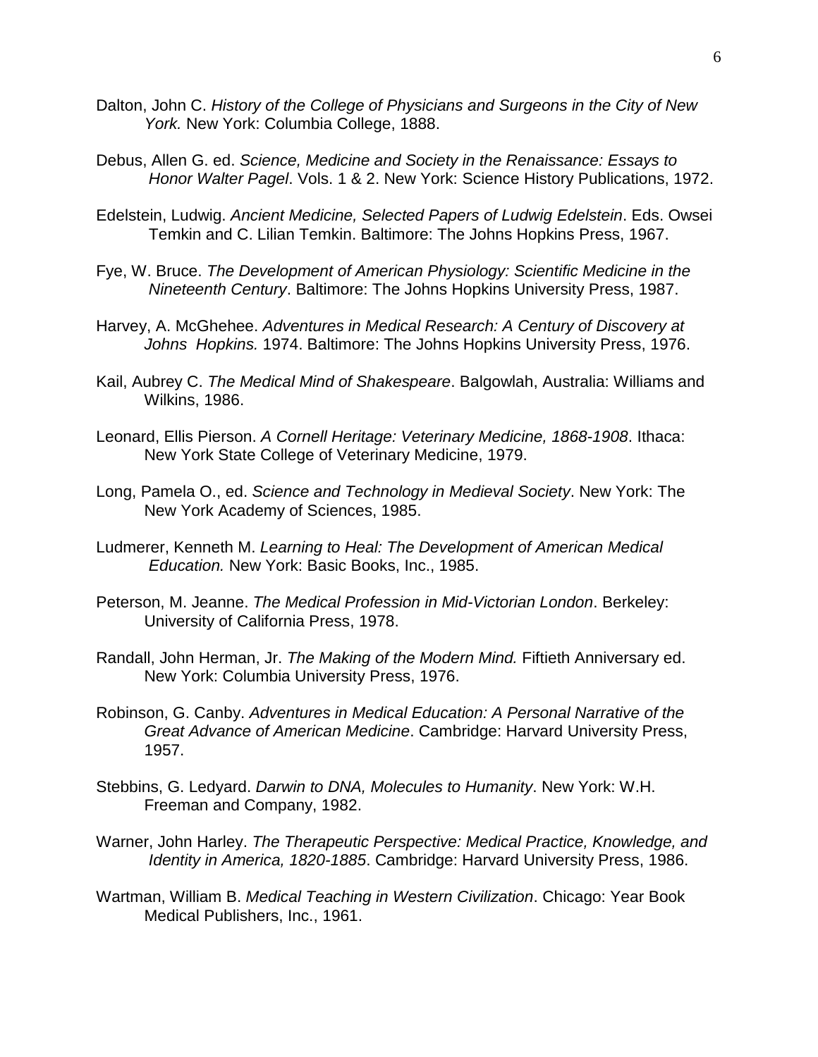Dalton, John C. *History of the College of Physicians and Surgeons in the City of New York.* New York: Columbia College, 1888.

Debus, Allen G. ed. *Science, Medicine and Society in the Renaissance: Essays to Honor Walter Pagel*. Vols. 1 & 2. New York: Science History Publications, 1972.

Edelstein, Ludwig. *Ancient Medicine, Selected Papers of Ludwig Edelstein*. Eds. Owsei Temkin and C. Lilian Temkin. Baltimore: The Johns Hopkins Press, 1967.

Fye, W. Bruce. *The Development of American Physiology: Scientific Medicine in the Nineteenth Century*. Baltimore: The Johns Hopkins University Press, 1987.

Harvey, A. McGhehee. *Adventures in Medical Research: A Century of Discovery at Johns Hopkins.* 1974. Baltimore: The Johns Hopkins University Press, 1976.

Kail, Aubrey C. *The Medical Mind of Shakespeare*. Balgowlah, Australia: Williams and Wilkins, 1986.

Leonard, Ellis Pierson. *A Cornell Heritage: Veterinary Medicine, 1868-1908*. Ithaca: New York State College of Veterinary Medicine, 1979.

Long, Pamela O., ed. *Science and Technology in Medieval Society*. New York: The New York Academy of Sciences, 1985.

Ludmerer, Kenneth M. *Learning to Heal: The Development of American Medical Education.* New York: Basic Books, Inc., 1985.

Peterson, M. Jeanne. *The Medical Profession in Mid-Victorian London*. Berkeley: University of California Press, 1978.

Randall, John Herman, Jr. *The Making of the Modern Mind.* Fiftieth Anniversary ed. New York: Columbia University Press, 1976.

Robinson, G. Canby. *Adventures in Medical Education: A Personal Narrative of the Great Advance of American Medicine*. Cambridge: Harvard University Press, 1957.

Stebbins, G. Ledyard. *Darwin to DNA, Molecules to Humanity*. New York: W.H. Freeman and Company, 1982.

Warner, John Harley. *The Therapeutic Perspective: Medical Practice, Knowledge, and Identity in America, 1820-1885*. Cambridge: Harvard University Press, 1986.

Wartman, William B. *Medical Teaching in Western Civilization*. Chicago: Year Book Medical Publishers, Inc., 1961.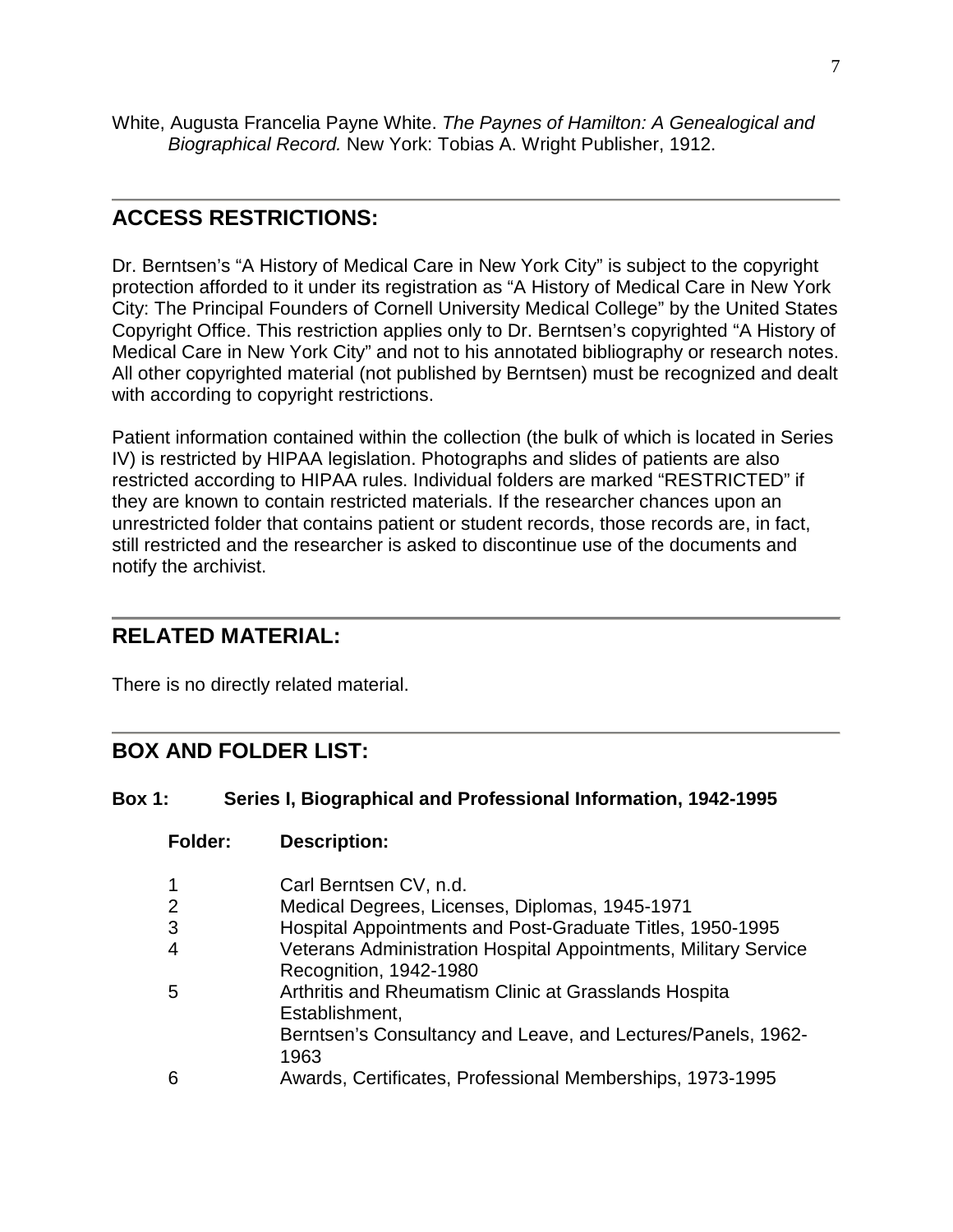White, Augusta Francelia Payne White. *The Paynes of Hamilton: A Genealogical and Biographical Record.* New York: Tobias A. Wright Publisher, 1912.

## ACCESS RESTRICTIONS:

Dr. Berntsen's "A History of Medical Care in New York City" is subject to the copyright protection afforded to it under its registration as "A History of Medical Care in New York City: The Principal Founders of Cornell University Medical College" by the United States Copyright Office. This restriction applies only to Dr. Berntsen's copyrighted "A History of Medical Care in New York City" and not to his annotated bibliography or research notes. All other copyrighted material (not published by Berntsen) must be recognized and dealt with according to copyright restrictions.

Patient information contained within the collection (the bulk of which is located in Series IV) is restricted by HIPAA legislation. Photographs and slides of patients are also restricted according to HIPAA rules. Individual folders are marked "RESTRICTED" if they are known to contain restricted materials. If the researcher chances upon an unrestricted folder that contains patient or student records, those records are, in fact, still restricted and the researcher is asked to discontinue use of the documents and notify the archivist.

## RELATED MATERIAL:

There is no directly related material.

## BOX AND FOLDER LIST:

**Box 1: Series I, Biographical and Professional Information, 1942-1995**

| Folder: | Description: |
|---|---|
| 1 | Carl Berntsen CV, n.d. |
| 2 | Medical Degrees, Licenses, Diplomas, 1945-1971 |
| 3 | Hospital Appointments and Post-Graduate Titles, 1950-1995 |
| 4 | Veterans Administration Hospital Appointments, Military Service Recognition, 1942-1980 |
| 5 | Arthritis and Rheumatism Clinic at Grasslands Hospita Establishment, Berntsen's Consultancy and Leave, and Lectures/Panels, 1962-1963 |
| 6 | Awards, Certificates, Professional Memberships, 1973-1995 |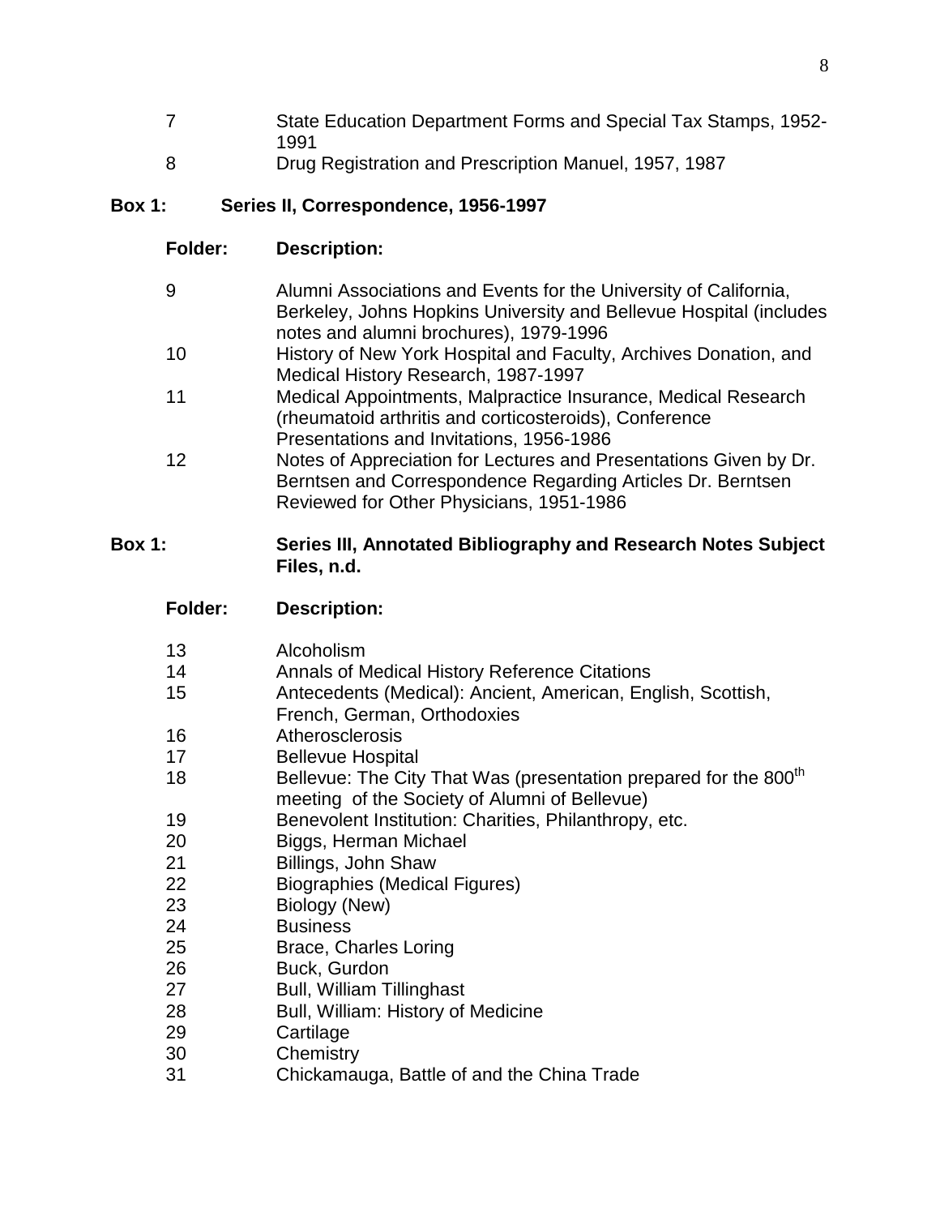| Folder: | Description: |
| --- | --- |
| 7 | State Education Department Forms and Special Tax Stamps, 1952-1991 |
| 8 | Drug Registration and Prescription Manuel, 1957, 1987 |

**Box 1: Series II, Correspondence, 1956-1997**

| Folder: | Description: |
| --- | --- |
| 9 | Alumni Associations and Events for the University of California, Berkeley, Johns Hopkins University and Bellevue Hospital (includes notes and alumni brochures), 1979-1996 |
| 10 | History of New York Hospital and Faculty, Archives Donation, and Medical History Research, 1987-1997 |
| 11 | Medical Appointments, Malpractice Insurance, Medical Research (rheumatoid arthritis and corticosteroids), Conference Presentations and Invitations, 1956-1986 |
| 12 | Notes of Appreciation for Lectures and Presentations Given by Dr. Berntsen and Correspondence Regarding Articles Dr. Berntsen Reviewed for Other Physicians, 1951-1986 |

**Box 1: Series III, Annotated Bibliography and Research Notes Subject Files, n.d.**

| Folder: | Description: |
| --- | --- |
| 13 | Alcoholism |
| 14 | Annals of Medical History Reference Citations |
| 15 | Antecedents (Medical): Ancient, American, English, Scottish, French, German, Orthodoxies |
| 16 | Atherosclerosis |
| 17 | Bellevue Hospital |
| 18 | Bellevue: The City That Was (presentation prepared for the 800th meeting of the Society of Alumni of Bellevue) |
| 19 | Benevolent Institution: Charities, Philanthropy, etc. |
| 20 | Biggs, Herman Michael |
| 21 | Billings, John Shaw |
| 22 | Biographies (Medical Figures) |
| 23 | Biology (New) |
| 24 | Business |
| 25 | Brace, Charles Loring |
| 26 | Buck, Gurdon |
| 27 | Bull, William Tillinghast |
| 28 | Bull, William: History of Medicine |
| 29 | Cartilage |
| 30 | Chemistry |
| 31 | Chickamauga, Battle of and the China Trade |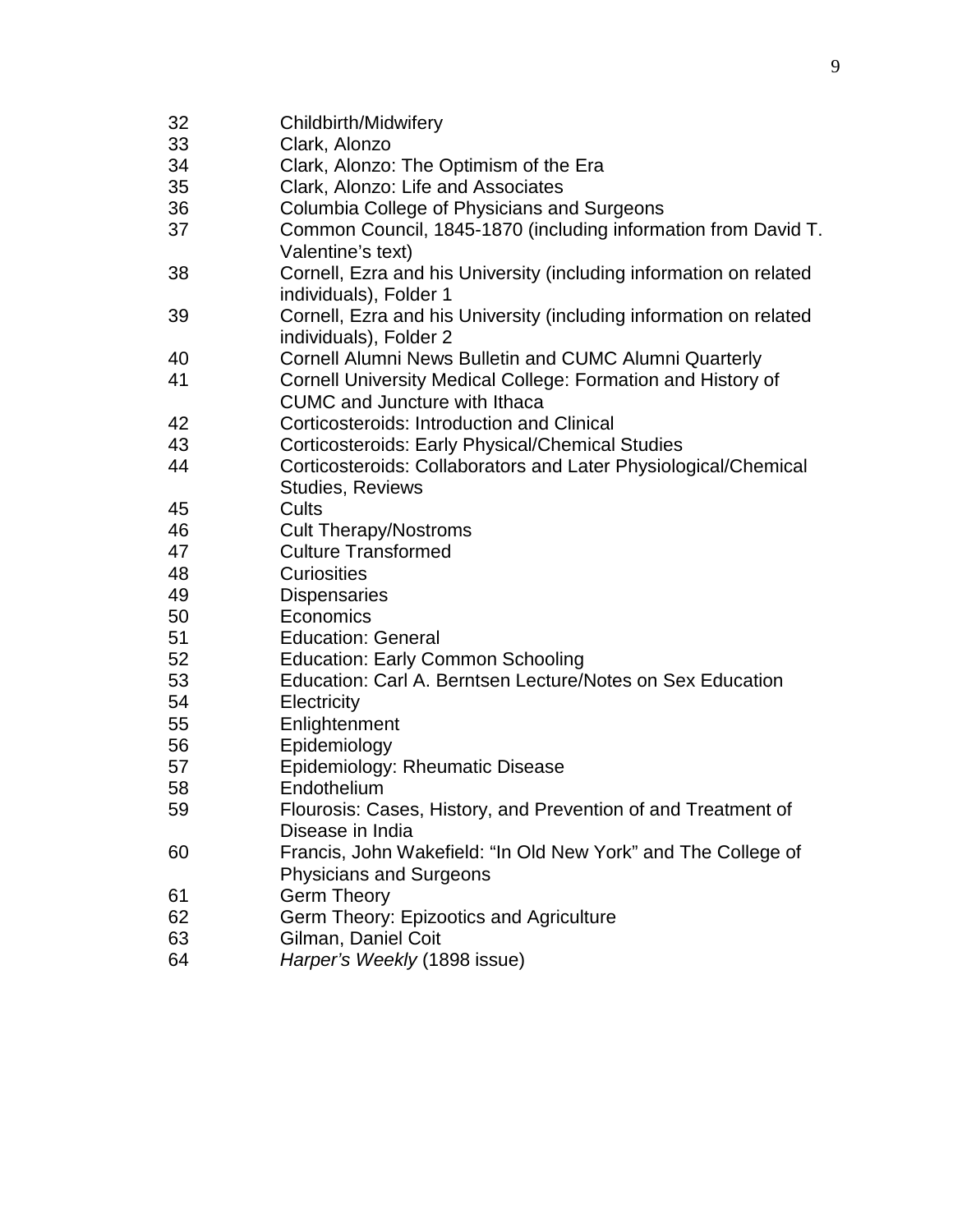| | |
|---|---|
| 32 | Childbirth/Midwifery |
| 33 | Clark, Alonzo |
| 34 | Clark, Alonzo: The Optimism of the Era |
| 35 | Clark, Alonzo: Life and Associates |
| 36 | Columbia College of Physicians and Surgeons |
| 37 | Common Council, 1845-1870 (including information from David T. Valentine's text) |
| 38 | Cornell, Ezra and his University (including information on related individuals), Folder 1 |
| 39 | Cornell, Ezra and his University (including information on related individuals), Folder 2 |
| 40 | Cornell Alumni News Bulletin and CUMC Alumni Quarterly |
| 41 | Cornell University Medical College: Formation and History of CUMC and Juncture with Ithaca |
| 42 | Corticosteroids: Introduction and Clinical |
| 43 | Corticosteroids: Early Physical/Chemical Studies |
| 44 | Corticosteroids: Collaborators and Later Physiological/Chemical Studies, Reviews |
| 45 | Cults |
| 46 | Cult Therapy/Nostroms |
| 47 | Culture Transformed |
| 48 | Curiosities |
| 49 | Dispensaries |
| 50 | Economics |
| 51 | Education: General |
| 52 | Education: Early Common Schooling |
| 53 | Education: Carl A. Berntsen Lecture/Notes on Sex Education |
| 54 | Electricity |
| 55 | Enlightenment |
| 56 | Epidemiology |
| 57 | Epidemiology: Rheumatic Disease |
| 58 | Endothelium |
| 59 | Flourosis: Cases, History, and Prevention of and Treatment of Disease in India |
| 60 | Francis, John Wakefield: "In Old New York" and The College of Physicians and Surgeons |
| 61 | Germ Theory |
| 62 | Germ Theory: Epizootics and Agriculture |
| 63 | Gilman, Daniel Coit |
| 64 | *Harper's Weekly* (1898 issue) |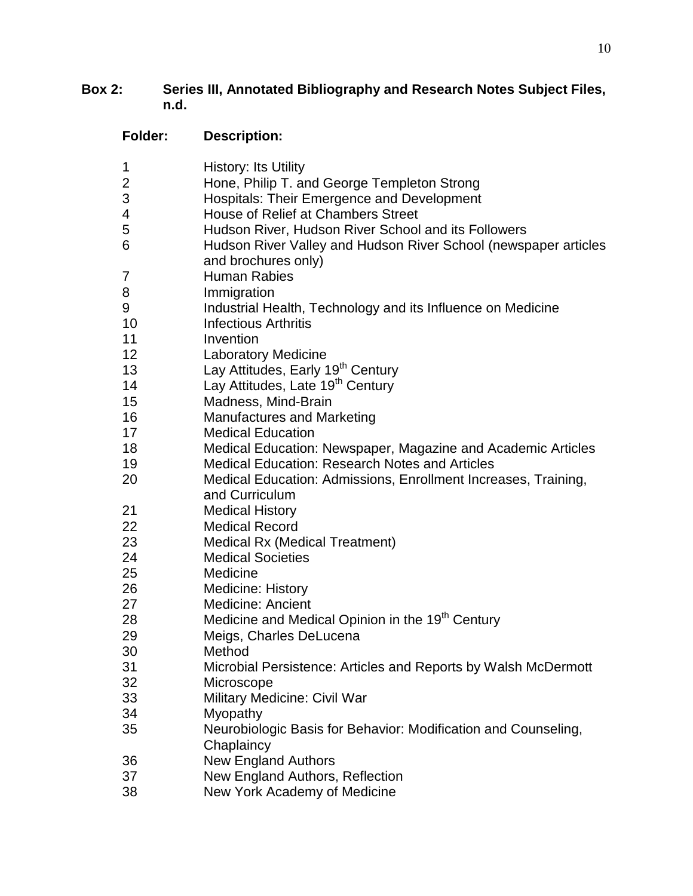**Box 2: Series III, Annotated Bibliography and Research Notes Subject Files, n.d.**

| Folder: | Description: |
|---|---|
| 1 | History: Its Utility |
| 2 | Hone, Philip T. and George Templeton Strong |
| 3 | Hospitals: Their Emergence and Development |
| 4 | House of Relief at Chambers Street |
| 5 | Hudson River, Hudson River School and its Followers |
| 6 | Hudson River Valley and Hudson River School (newspaper articles and brochures only) |
| 7 | Human Rabies |
| 8 | Immigration |
| 9 | Industrial Health, Technology and its Influence on Medicine |
| 10 | Infectious Arthritis |
| 11 | Invention |
| 12 | Laboratory Medicine |
| 13 | Lay Attitudes, Early 19th Century |
| 14 | Lay Attitudes, Late 19th Century |
| 15 | Madness, Mind-Brain |
| 16 | Manufactures and Marketing |
| 17 | Medical Education |
| 18 | Medical Education: Newspaper, Magazine and Academic Articles |
| 19 | Medical Education: Research Notes and Articles |
| 20 | Medical Education: Admissions, Enrollment Increases, Training, and Curriculum |
| 21 | Medical History |
| 22 | Medical Record |
| 23 | Medical Rx (Medical Treatment) |
| 24 | Medical Societies |
| 25 | Medicine |
| 26 | Medicine: History |
| 27 | Medicine: Ancient |
| 28 | Medicine and Medical Opinion in the 19th Century |
| 29 | Meigs, Charles DeLucena |
| 30 | Method |
| 31 | Microbial Persistence: Articles and Reports by Walsh McDermott |
| 32 | Microscope |
| 33 | Military Medicine: Civil War |
| 34 | Myopathy |
| 35 | Neurobiologic Basis for Behavior: Modification and Counseling, Chaplaincy |
| 36 | New England Authors |
| 37 | New England Authors, Reflection |
| 38 | New York Academy of Medicine |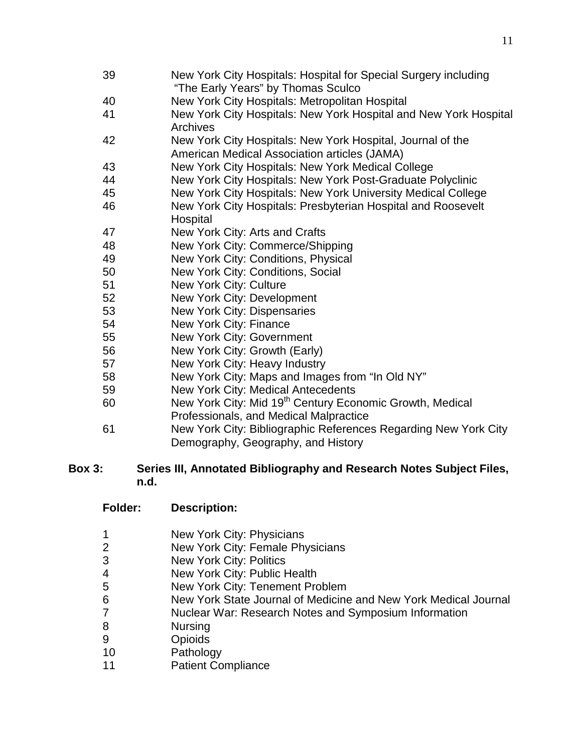| | |
|---|---|
| 39 | New York City Hospitals: Hospital for Special Surgery including "The Early Years" by Thomas Sculco |
| 40 | New York City Hospitals: Metropolitan Hospital |
| 41 | New York City Hospitals: New York Hospital and New York Hospital Archives |
| 42 | New York City Hospitals: New York Hospital, Journal of the American Medical Association articles (JAMA) |
| 43 | New York City Hospitals: New York Medical College |
| 44 | New York City Hospitals: New York Post-Graduate Polyclinic |
| 45 | New York City Hospitals: New York University Medical College |
| 46 | New York City Hospitals: Presbyterian Hospital and Roosevelt Hospital |
| 47 | New York City: Arts and Crafts |
| 48 | New York City: Commerce/Shipping |
| 49 | New York City: Conditions, Physical |
| 50 | New York City: Conditions, Social |
| 51 | New York City: Culture |
| 52 | New York City: Development |
| 53 | New York City: Dispensaries |
| 54 | New York City: Finance |
| 55 | New York City: Government |
| 56 | New York City: Growth (Early) |
| 57 | New York City: Heavy Industry |
| 58 | New York City: Maps and Images from "In Old NY" |
| 59 | New York City: Medical Antecedents |
| 60 | New York City: Mid 19th Century Economic Growth, Medical Professionals, and Medical Malpractice |
| 61 | New York City: Bibliographic References Regarding New York City Demography, Geography, and History |

**Box 3: Series III, Annotated Bibliography and Research Notes Subject Files, n.d.**

| **Folder:** | **Description:** |
|---|---|
| 1 | New York City: Physicians |
| 2 | New York City: Female Physicians |
| 3 | New York City: Politics |
| 4 | New York City: Public Health |
| 5 | New York City: Tenement Problem |
| 6 | New York State Journal of Medicine and New York Medical Journal |
| 7 | Nuclear War: Research Notes and Symposium Information |
| 8 | Nursing |
| 9 | Opioids |
| 10 | Pathology |
| 11 | Patient Compliance |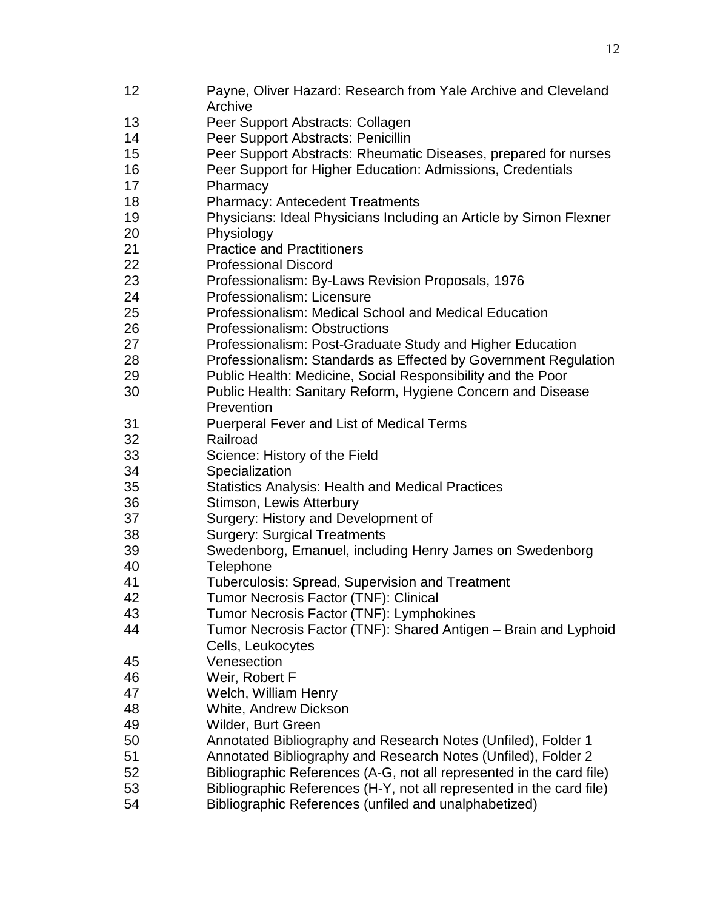| | |
|---|---|
| 12 | Payne, Oliver Hazard: Research from Yale Archive and Cleveland Archive |
| 13 | Peer Support Abstracts: Collagen |
| 14 | Peer Support Abstracts: Penicillin |
| 15 | Peer Support Abstracts: Rheumatic Diseases, prepared for nurses |
| 16 | Peer Support for Higher Education: Admissions, Credentials |
| 17 | Pharmacy |
| 18 | Pharmacy: Antecedent Treatments |
| 19 | Physicians: Ideal Physicians Including an Article by Simon Flexner |
| 20 | Physiology |
| 21 | Practice and Practitioners |
| 22 | Professional Discord |
| 23 | Professionalism: By-Laws Revision Proposals, 1976 |
| 24 | Professionalism: Licensure |
| 25 | Professionalism: Medical School and Medical Education |
| 26 | Professionalism: Obstructions |
| 27 | Professionalism: Post-Graduate Study and Higher Education |
| 28 | Professionalism: Standards as Effected by Government Regulation |
| 29 | Public Health: Medicine, Social Responsibility and the Poor |
| 30 | Public Health: Sanitary Reform, Hygiene Concern and Disease Prevention |
| 31 | Puerperal Fever and List of Medical Terms |
| 32 | Railroad |
| 33 | Science: History of the Field |
| 34 | Specialization |
| 35 | Statistics Analysis: Health and Medical Practices |
| 36 | Stimson, Lewis Atterbury |
| 37 | Surgery: History and Development of |
| 38 | Surgery: Surgical Treatments |
| 39 | Swedenborg, Emanuel, including Henry James on Swedenborg |
| 40 | Telephone |
| 41 | Tuberculosis: Spread, Supervision and Treatment |
| 42 | Tumor Necrosis Factor (TNF): Clinical |
| 43 | Tumor Necrosis Factor (TNF): Lymphokines |
| 44 | Tumor Necrosis Factor (TNF): Shared Antigen – Brain and Lyphoid Cells, Leukocytes |
| 45 | Venesection |
| 46 | Weir, Robert F |
| 47 | Welch, William Henry |
| 48 | White, Andrew Dickson |
| 49 | Wilder, Burt Green |
| 50 | Annotated Bibliography and Research Notes (Unfiled), Folder 1 |
| 51 | Annotated Bibliography and Research Notes (Unfiled), Folder 2 |
| 52 | Bibliographic References (A-G, not all represented in the card file) |
| 53 | Bibliographic References (H-Y, not all represented in the card file) |
| 54 | Bibliographic References (unfiled and unalphabetized) |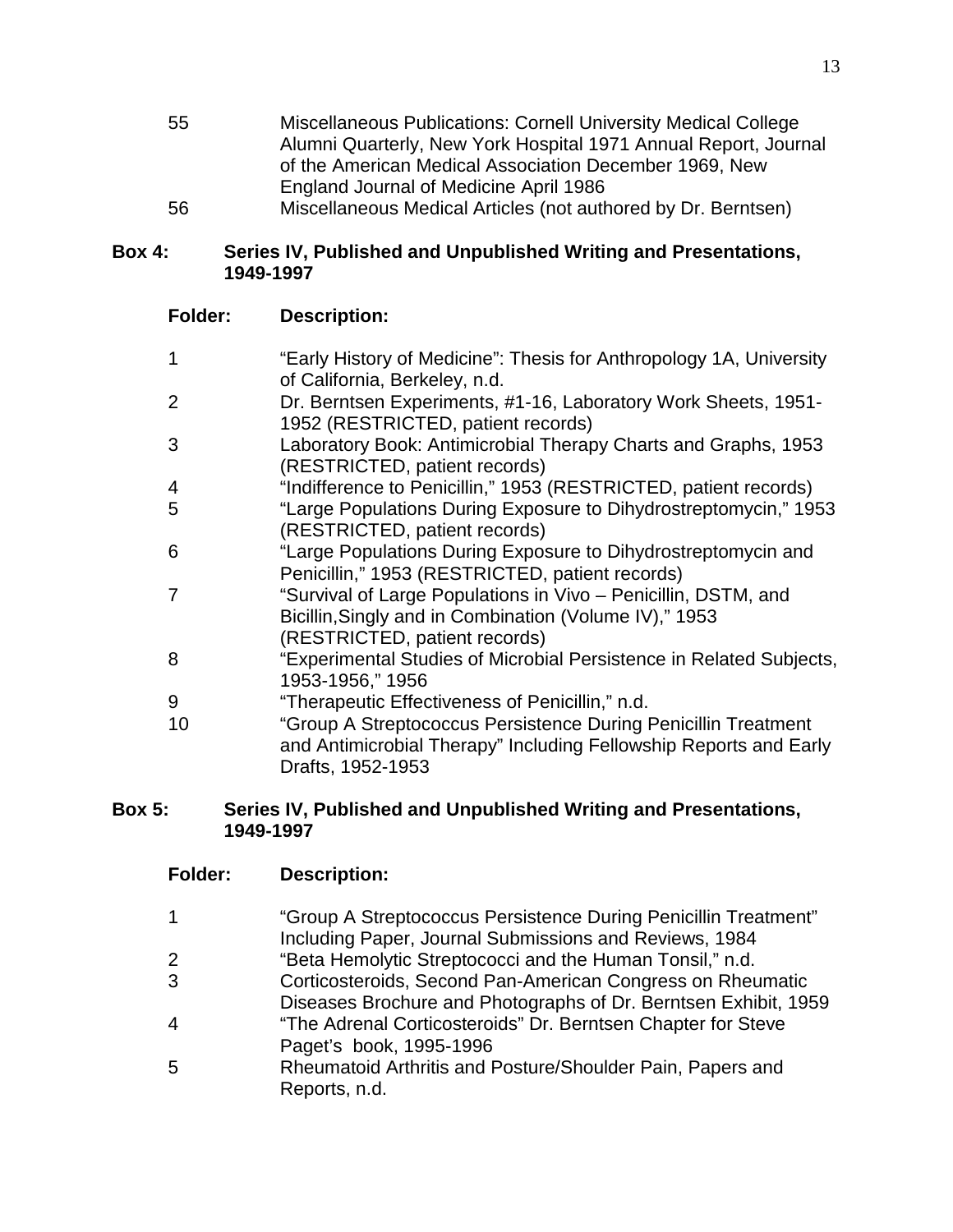| | |
|---|---|
| 55 | Miscellaneous Publications: Cornell University Medical College Alumni Quarterly, New York Hospital 1971 Annual Report, Journal of the American Medical Association December 1969, New England Journal of Medicine April 1986 |
| 56 | Miscellaneous Medical Articles (not authored by Dr. Berntsen) |

**Box 4: Series IV, Published and Unpublished Writing and Presentations, 1949-1997**

| Folder: | Description: |
|---|---|
| 1 | "Early History of Medicine": Thesis for Anthropology 1A, University of California, Berkeley, n.d. |
| 2 | Dr. Berntsen Experiments, #1-16, Laboratory Work Sheets, 1951-1952 (RESTRICTED, patient records) |
| 3 | Laboratory Book: Antimicrobial Therapy Charts and Graphs, 1953 (RESTRICTED, patient records) |
| 4 | "Indifference to Penicillin," 1953 (RESTRICTED, patient records) |
| 5 | "Large Populations During Exposure to Dihydrostreptomycin," 1953 (RESTRICTED, patient records) |
| 6 | "Large Populations During Exposure to Dihydrostreptomycin and Penicillin," 1953 (RESTRICTED, patient records) |
| 7 | "Survival of Large Populations in Vivo – Penicillin, DSTM, and Bicillin,Singly and in Combination (Volume IV)," 1953 (RESTRICTED, patient records) |
| 8 | "Experimental Studies of Microbial Persistence in Related Subjects, 1953-1956," 1956 |
| 9 | "Therapeutic Effectiveness of Penicillin," n.d. |
| 10 | "Group A Streptococcus Persistence During Penicillin Treatment and Antimicrobial Therapy" Including Fellowship Reports and Early Drafts, 1952-1953 |

**Box 5: Series IV, Published and Unpublished Writing and Presentations, 1949-1997**

| Folder: | Description: |
|---|---|
| 1 | "Group A Streptococcus Persistence During Penicillin Treatment" Including Paper, Journal Submissions and Reviews, 1984 |
| 2 | "Beta Hemolytic Streptococci and the Human Tonsil," n.d. |
| 3 | Corticosteroids, Second Pan-American Congress on Rheumatic Diseases Brochure and Photographs of Dr. Berntsen Exhibit, 1959 |
| 4 | "The Adrenal Corticosteroids" Dr. Berntsen Chapter for Steve Paget's book, 1995-1996 |
| 5 | Rheumatoid Arthritis and Posture/Shoulder Pain, Papers and Reports, n.d. |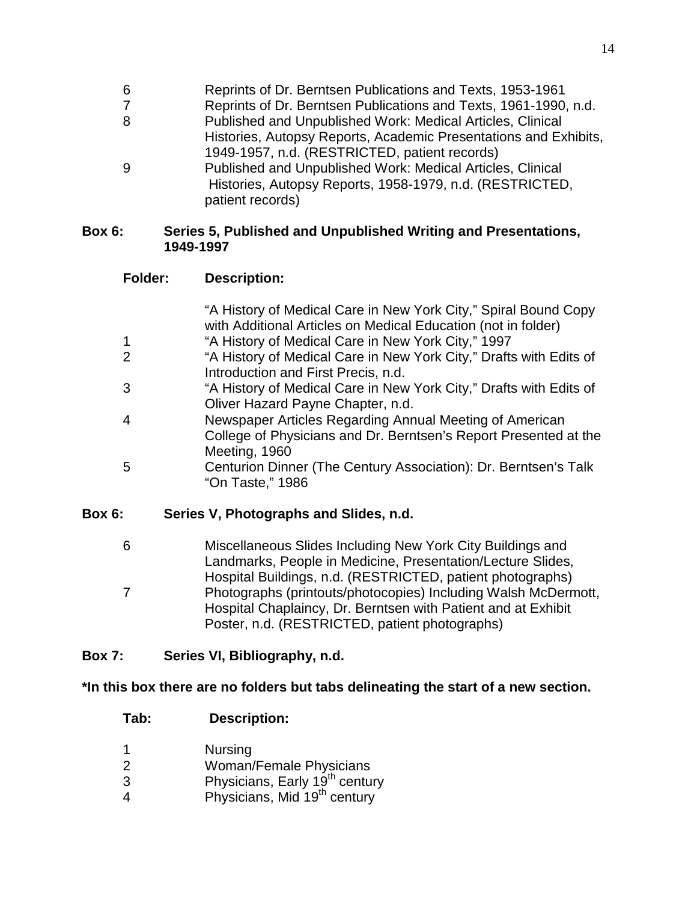| Folder | Description |
|---|---|
| 6 | Reprints of Dr. Berntsen Publications and Texts, 1953-1961 |
| 7 | Reprints of Dr. Berntsen Publications and Texts, 1961-1990, n.d. |
| 8 | Published and Unpublished Work: Medical Articles, Clinical Histories, Autopsy Reports, Academic Presentations and Exhibits, 1949-1957, n.d. (RESTRICTED, patient records) |
| 9 | Published and Unpublished Work: Medical Articles, Clinical Histories, Autopsy Reports, 1958-1979, n.d. (RESTRICTED, patient records) |

**Box 6: Series 5, Published and Unpublished Writing and Presentations, 1949-1997**

| Folder: | Description: |
|---|---|
| | "A History of Medical Care in New York City," Spiral Bound Copy with Additional Articles on Medical Education (not in folder) |
| 1 | "A History of Medical Care in New York City," 1997 |
| 2 | "A History of Medical Care in New York City," Drafts with Edits of Introduction and First Precis, n.d. |
| 3 | "A History of Medical Care in New York City," Drafts with Edits of Oliver Hazard Payne Chapter, n.d. |
| 4 | Newspaper Articles Regarding Annual Meeting of American College of Physicians and Dr. Berntsen's Report Presented at the Meeting, 1960 |
| 5 | Centurion Dinner (The Century Association): Dr. Berntsen's Talk "On Taste," 1986 |

**Box 6: Series V, Photographs and Slides, n.d.**

| Folder | Description |
|---|---|
| 6 | Miscellaneous Slides Including New York City Buildings and Landmarks, People in Medicine, Presentation/Lecture Slides, Hospital Buildings, n.d. (RESTRICTED, patient photographs) |
| 7 | Photographs (printouts/photocopies) Including Walsh McDermott, Hospital Chaplaincy, Dr. Berntsen with Patient and at Exhibit Poster, n.d. (RESTRICTED, patient photographs) |

**Box 7: Series VI, Bibliography, n.d.**

***In this box there are no folders but tabs delineating the start of a new section.**

| Tab: | Description: |
|---|---|
| 1 | Nursing |
| 2 | Woman/Female Physicians |
| 3 | Physicians, Early 19th century |
| 4 | Physicians, Mid 19th century |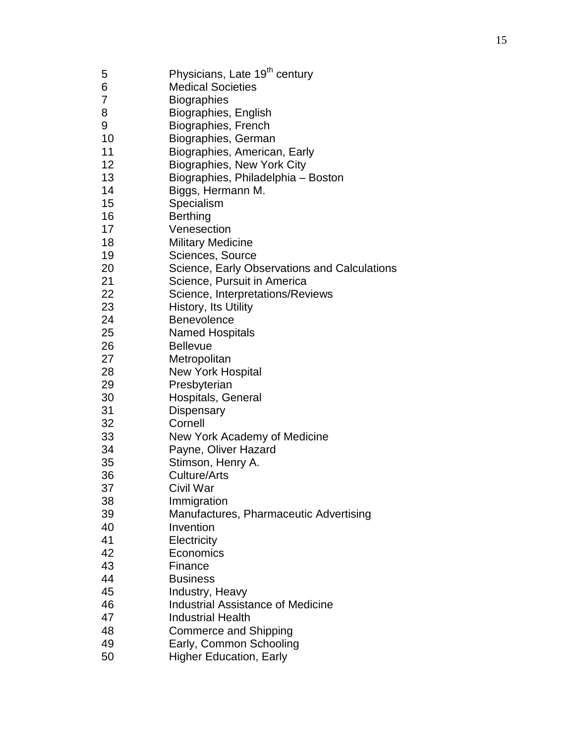5 Physicians, Late 19th century
6 Medical Societies
7 Biographies
8 Biographies, English
9 Biographies, French
10 Biographies, German
11 Biographies, American, Early
12 Biographies, New York City
13 Biographies, Philadelphia – Boston
14 Biggs, Hermann M.
15 Specialism
16 Berthing
17 Venesection
18 Military Medicine
19 Sciences, Source
20 Science, Early Observations and Calculations
21 Science, Pursuit in America
22 Science, Interpretations/Reviews
23 History, Its Utility
24 Benevolence
25 Named Hospitals
26 Bellevue
27 Metropolitan
28 New York Hospital
29 Presbyterian
30 Hospitals, General
31 Dispensary
32 Cornell
33 New York Academy of Medicine
34 Payne, Oliver Hazard
35 Stimson, Henry A.
36 Culture/Arts
37 Civil War
38 Immigration
39 Manufactures, Pharmaceutic Advertising
40 Invention
41 Electricity
42 Economics
43 Finance
44 Business
45 Industry, Heavy
46 Industrial Assistance of Medicine
47 Industrial Health
48 Commerce and Shipping
49 Early, Common Schooling
50 Higher Education, Early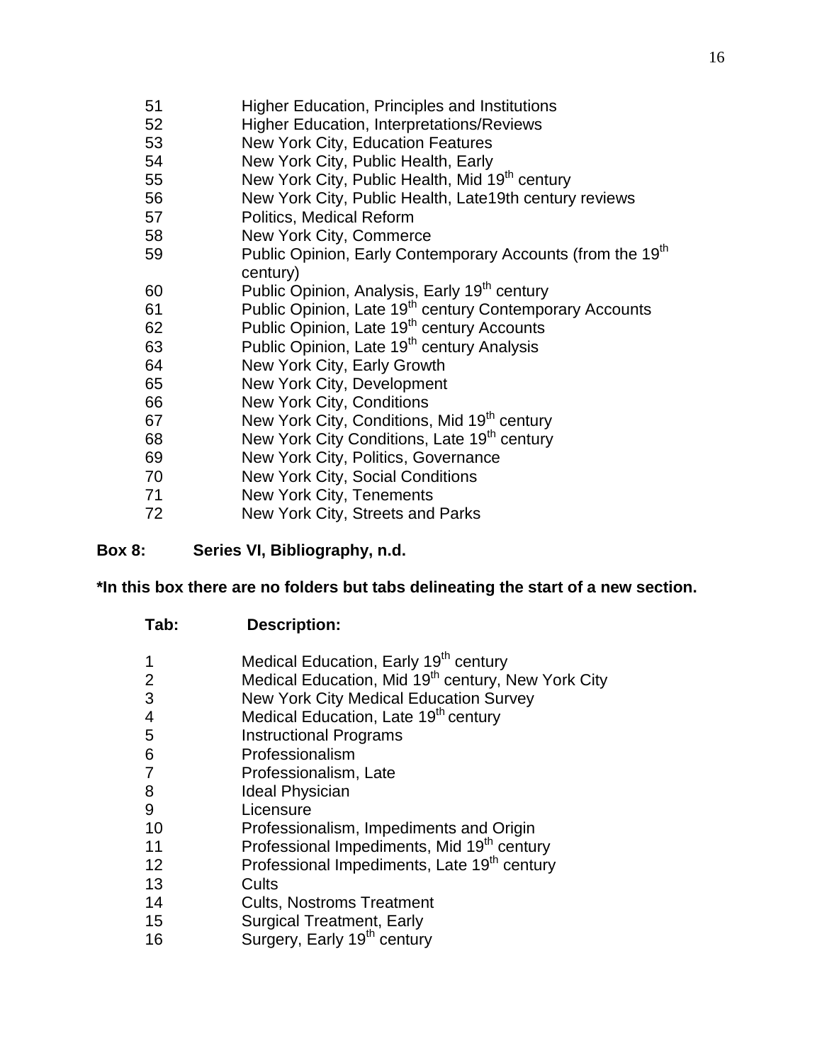| | |
|---|---|
| 51 | Higher Education, Principles and Institutions |
| 52 | Higher Education, Interpretations/Reviews |
| 53 | New York City, Education Features |
| 54 | New York City, Public Health, Early |
| 55 | New York City, Public Health, Mid 19th century |
| 56 | New York City, Public Health, Late19th century reviews |
| 57 | Politics, Medical Reform |
| 58 | New York City, Commerce |
| 59 | Public Opinion, Early Contemporary Accounts (from the 19th century) |
| 60 | Public Opinion, Analysis, Early 19th century |
| 61 | Public Opinion, Late 19th century Contemporary Accounts |
| 62 | Public Opinion, Late 19th century Accounts |
| 63 | Public Opinion, Late 19th century Analysis |
| 64 | New York City, Early Growth |
| 65 | New York City, Development |
| 66 | New York City, Conditions |
| 67 | New York City, Conditions, Mid 19th century |
| 68 | New York City Conditions, Late 19th century |
| 69 | New York City, Politics, Governance |
| 70 | New York City, Social Conditions |
| 71 | New York City, Tenements |
| 72 | New York City, Streets and Parks |

**Box 8: Series VI, Bibliography, n.d.**

**\*In this box there are no folders but tabs delineating the start of a new section.**

| Tab: | Description: |
|---|---|
| 1 | Medical Education, Early 19th century |
| 2 | Medical Education, Mid 19th century, New York City |
| 3 | New York City Medical Education Survey |
| 4 | Medical Education, Late 19th century |
| 5 | Instructional Programs |
| 6 | Professionalism |
| 7 | Professionalism, Late |
| 8 | Ideal Physician |
| 9 | Licensure |
| 10 | Professionalism, Impediments and Origin |
| 11 | Professional Impediments, Mid 19th century |
| 12 | Professional Impediments, Late 19th century |
| 13 | Cults |
| 14 | Cults, Nostroms Treatment |
| 15 | Surgical Treatment, Early |
| 16 | Surgery, Early 19th century |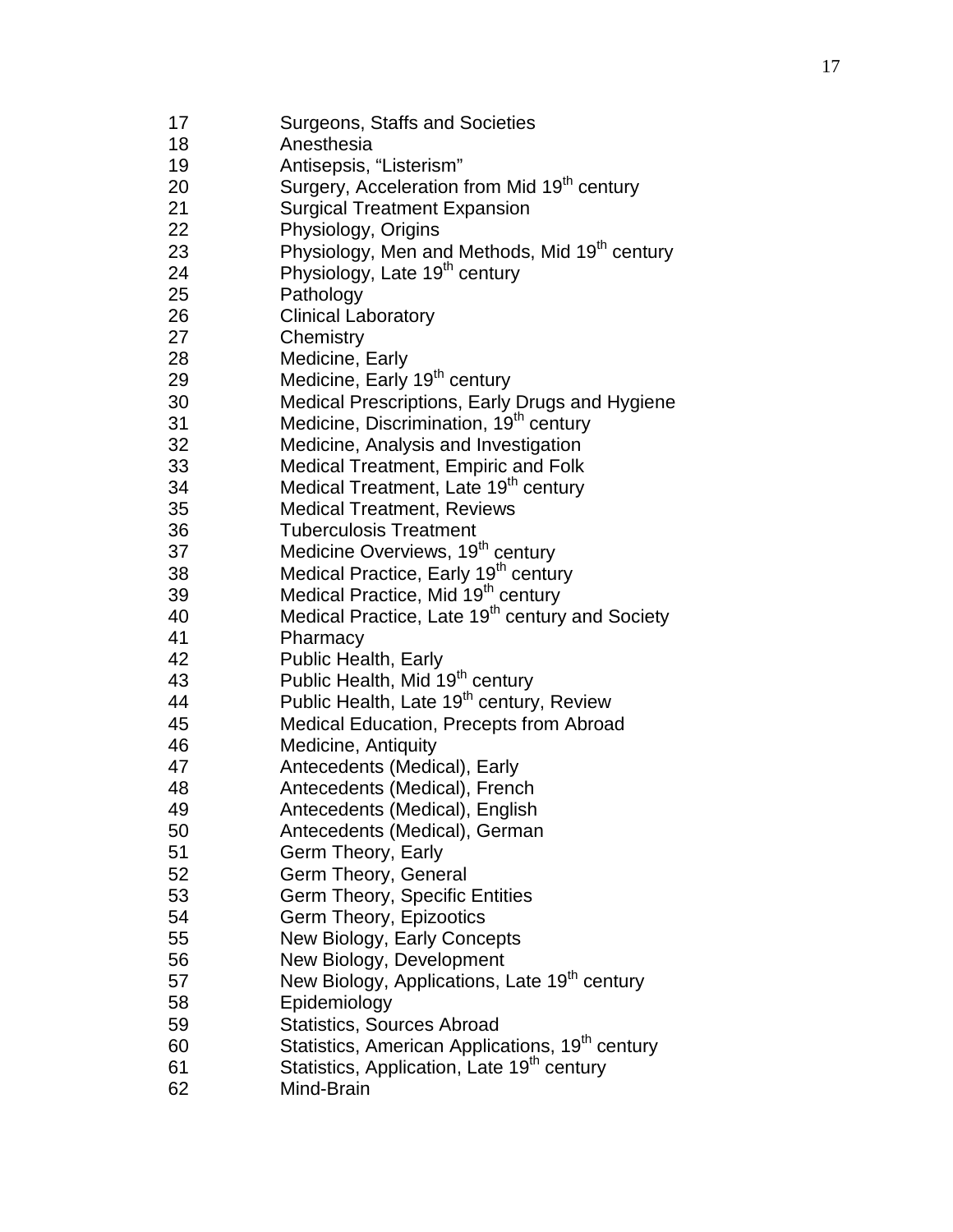| | |
|---|---|
| 17 | Surgeons, Staffs and Societies |
| 18 | Anesthesia |
| 19 | Antisepsis, "Listerism" |
| 20 | Surgery, Acceleration from Mid 19th century |
| 21 | Surgical Treatment Expansion |
| 22 | Physiology, Origins |
| 23 | Physiology, Men and Methods, Mid 19th century |
| 24 | Physiology, Late 19th century |
| 25 | Pathology |
| 26 | Clinical Laboratory |
| 27 | Chemistry |
| 28 | Medicine, Early |
| 29 | Medicine, Early 19th century |
| 30 | Medical Prescriptions, Early Drugs and Hygiene |
| 31 | Medicine, Discrimination, 19th century |
| 32 | Medicine, Analysis and Investigation |
| 33 | Medical Treatment, Empiric and Folk |
| 34 | Medical Treatment, Late 19th century |
| 35 | Medical Treatment, Reviews |
| 36 | Tuberculosis Treatment |
| 37 | Medicine Overviews, 19th century |
| 38 | Medical Practice, Early 19th century |
| 39 | Medical Practice, Mid 19th century |
| 40 | Medical Practice, Late 19th century and Society |
| 41 | Pharmacy |
| 42 | Public Health, Early |
| 43 | Public Health, Mid 19th century |
| 44 | Public Health, Late 19th century, Review |
| 45 | Medical Education, Precepts from Abroad |
| 46 | Medicine, Antiquity |
| 47 | Antecedents (Medical), Early |
| 48 | Antecedents (Medical), French |
| 49 | Antecedents (Medical), English |
| 50 | Antecedents (Medical), German |
| 51 | Germ Theory, Early |
| 52 | Germ Theory, General |
| 53 | Germ Theory, Specific Entities |
| 54 | Germ Theory, Epizootics |
| 55 | New Biology, Early Concepts |
| 56 | New Biology, Development |
| 57 | New Biology, Applications, Late 19th century |
| 58 | Epidemiology |
| 59 | Statistics, Sources Abroad |
| 60 | Statistics, American Applications, 19th century |
| 61 | Statistics, Application, Late 19th century |
| 62 | Mind-Brain |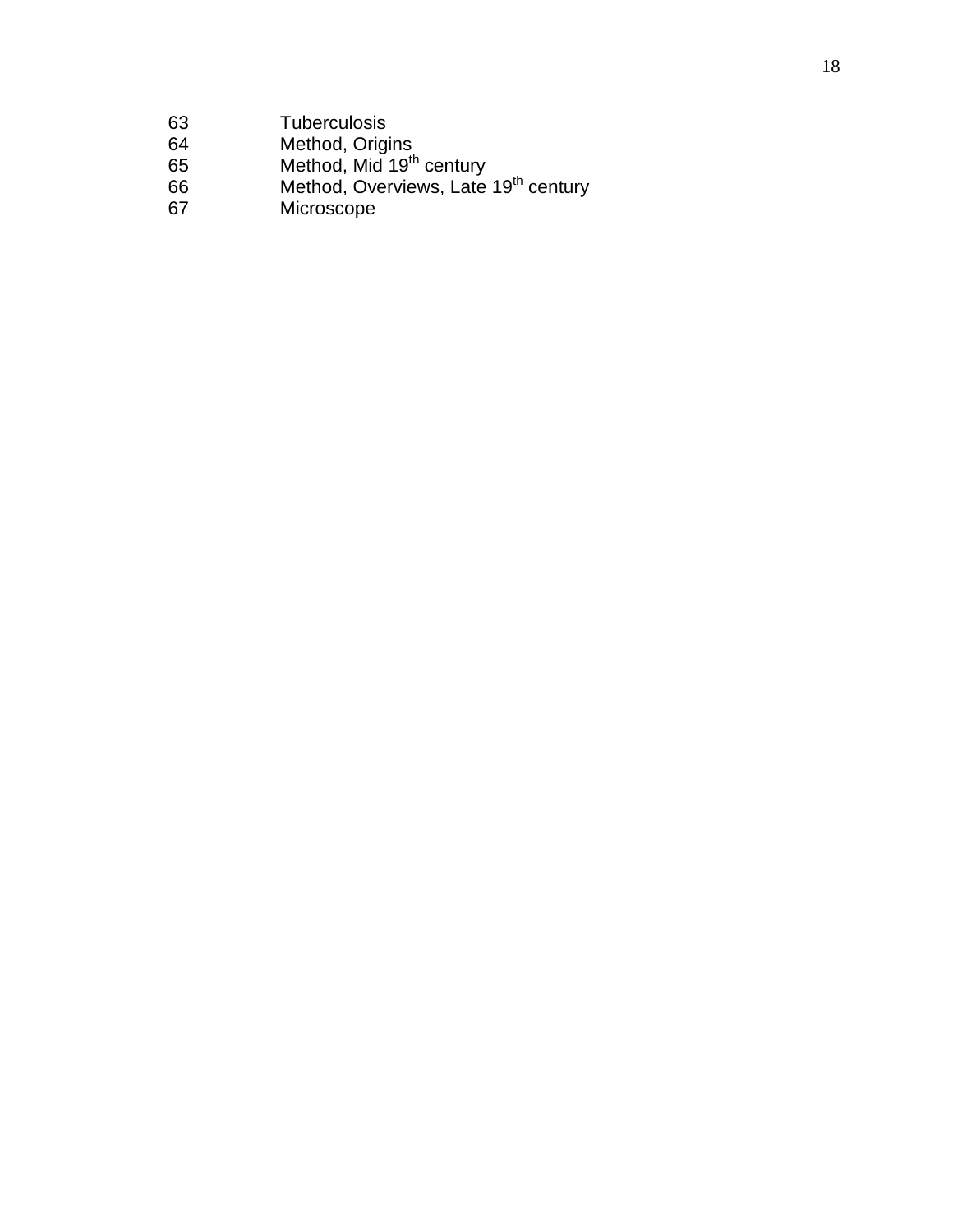| | |
|---|---|
| 63 | Tuberculosis |
| 64 | Method, Origins |
| 65 | Method, Mid 19$^{th}$ century |
| 66 | Method, Overviews, Late 19$^{th}$ century |
| 67 | Microscope |